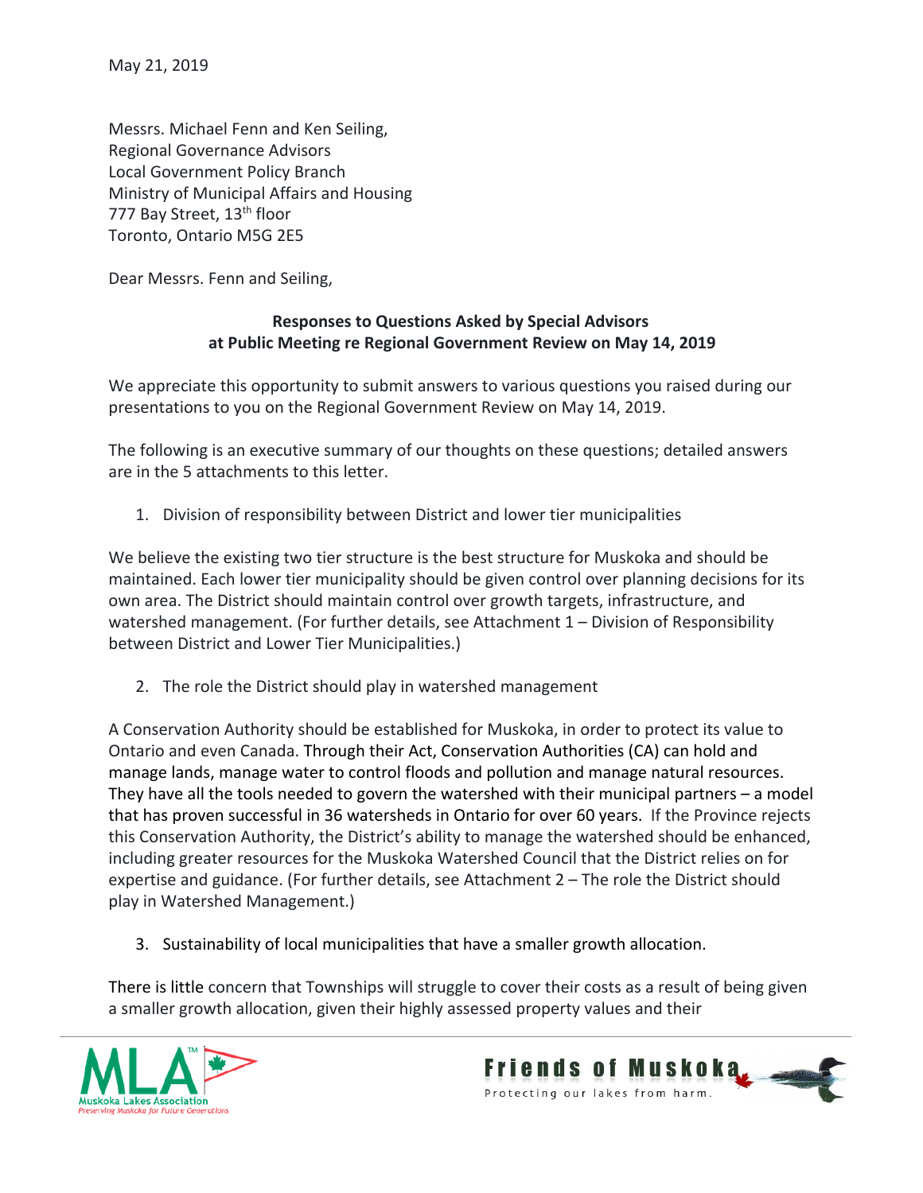May 21, 2019

Messrs. Michael Fenn and Ken Seiling,
Regional Governance Advisors
Local Government Policy Branch
Ministry of Municipal Affairs and Housing
777 Bay Street, 13th floor
Toronto, Ontario M5G 2E5

Dear Messrs. Fenn and Seiling,

**Responses to Questions Asked by Special Advisors at Public Meeting re Regional Government Review on May 14, 2019**

We appreciate this opportunity to submit answers to various questions you raised during our presentations to you on the Regional Government Review on May 14, 2019.

The following is an executive summary of our thoughts on these questions; detailed answers are in the 5 attachments to this letter.

1. Division of responsibility between District and lower tier municipalities

We believe the existing two tier structure is the best structure for Muskoka and should be maintained. Each lower tier municipality should be given control over planning decisions for its own area. The District should maintain control over growth targets, infrastructure, and watershed management. (For further details, see Attachment 1 – Division of Responsibility between District and Lower Tier Municipalities.)

2. The role the District should play in watershed management

A Conservation Authority should be established for Muskoka, in order to protect its value to Ontario and even Canada. Through their Act, Conservation Authorities (CA) can hold and manage lands, manage water to control floods and pollution and manage natural resources. They have all the tools needed to govern the watershed with their municipal partners – a model that has proven successful in 36 watersheds in Ontario for over 60 years. If the Province rejects this Conservation Authority, the District's ability to manage the watershed should be enhanced, including greater resources for the Muskoka Watershed Council that the District relies on for expertise and guidance. (For further details, see Attachment 2 – The role the District should play in Watershed Management.)

3. Sustainability of local municipalities that have a smaller growth allocation.

There is little concern that Townships will struggle to cover their costs as a result of being given a smaller growth allocation, given their highly assessed property values and their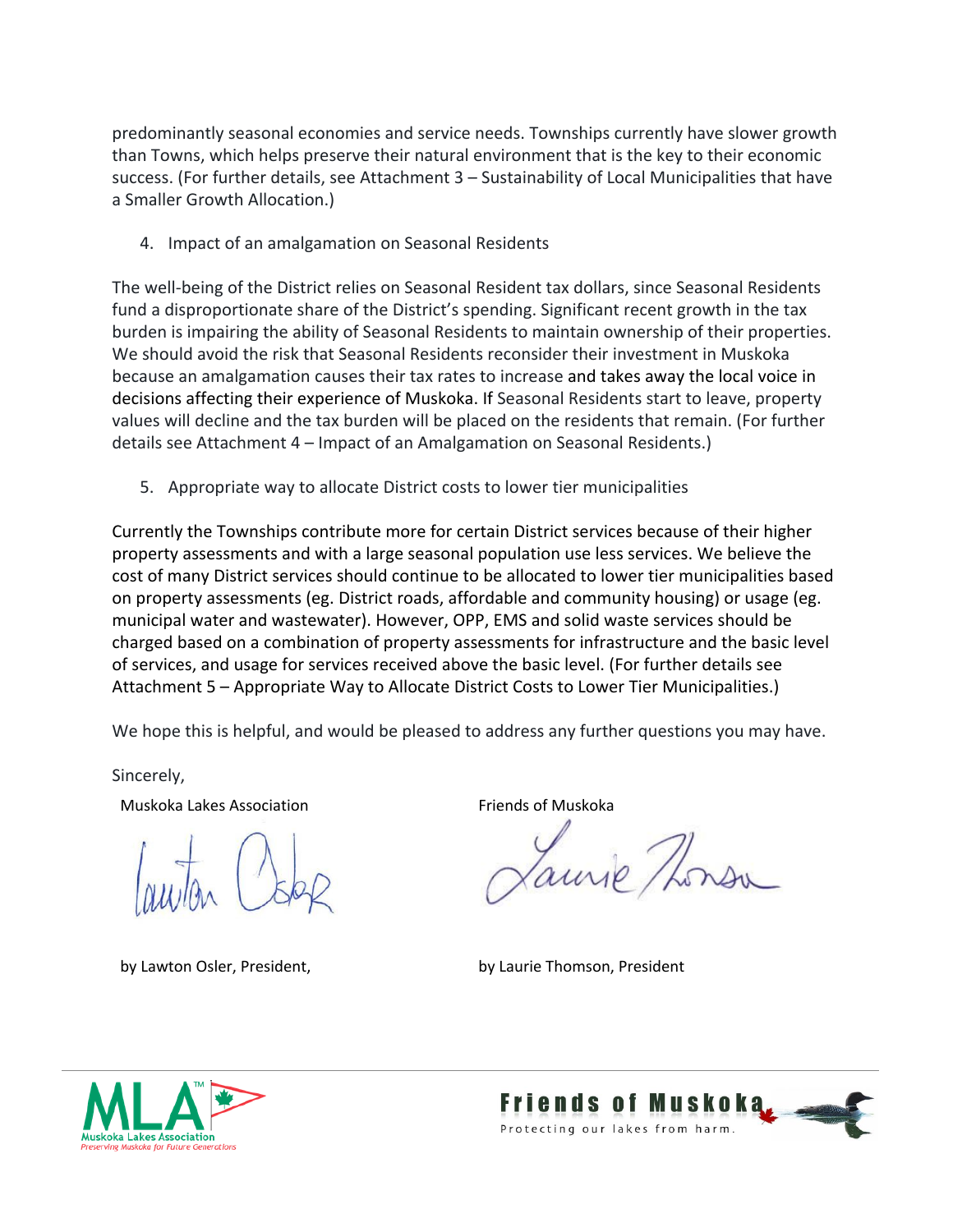predominantly seasonal economies and service needs. Townships currently have slower growth than Towns, which helps preserve their natural environment that is the key to their economic success. (For further details, see Attachment 3 – Sustainability of Local Municipalities that have a Smaller Growth Allocation.)

4. Impact of an amalgamation on Seasonal Residents

The well-being of the District relies on Seasonal Resident tax dollars, since Seasonal Residents fund a disproportionate share of the District's spending. Significant recent growth in the tax burden is impairing the ability of Seasonal Residents to maintain ownership of their properties. We should avoid the risk that Seasonal Residents reconsider their investment in Muskoka because an amalgamation causes their tax rates to increase and takes away the local voice in decisions affecting their experience of Muskoka. If Seasonal Residents start to leave, property values will decline and the tax burden will be placed on the residents that remain. (For further details see Attachment 4 – Impact of an Amalgamation on Seasonal Residents.)

5. Appropriate way to allocate District costs to lower tier municipalities

Currently the Townships contribute more for certain District services because of their higher property assessments and with a large seasonal population use less services. We believe the cost of many District services should continue to be allocated to lower tier municipalities based on property assessments (eg. District roads, affordable and community housing) or usage (eg. municipal water and wastewater). However, OPP, EMS and solid waste services should be charged based on a combination of property assessments for infrastructure and the basic level of services, and usage for services received above the basic level. (For further details see Attachment 5 – Appropriate Way to Allocate District Costs to Lower Tier Municipalities.)

We hope this is helpful, and would be pleased to address any further questions you may have.

Sincerely,

Muskoka Lakes Association

by Lawton Osler, President,

Friends of Muskoka

by Laurie Thomson, President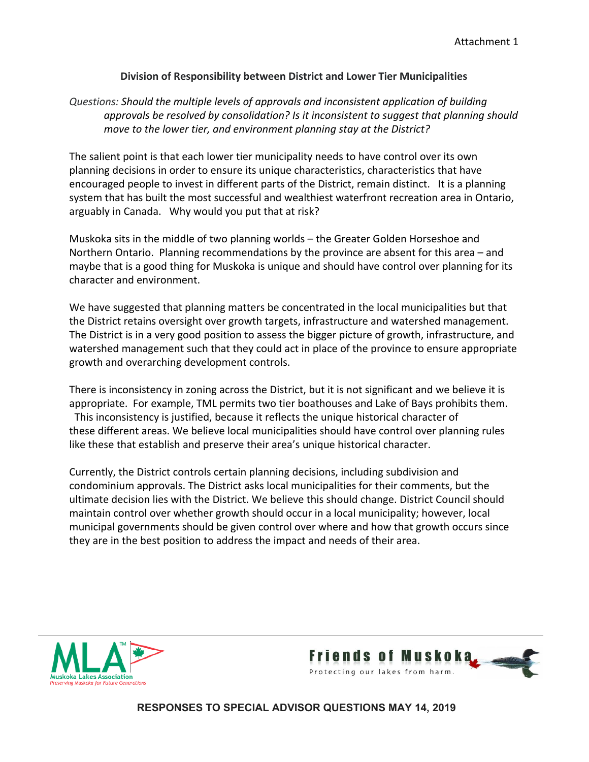Attachment 1

## Division of Responsibility between District and Lower Tier Municipalities

*Questions: Should the multiple levels of approvals and inconsistent application of building approvals be resolved by consolidation? Is it inconsistent to suggest that planning should move to the lower tier, and environment planning stay at the District?*

The salient point is that each lower tier municipality needs to have control over its own planning decisions in order to ensure its unique characteristics, characteristics that have encouraged people to invest in different parts of the District, remain distinct. It is a planning system that has built the most successful and wealthiest waterfront recreation area in Ontario, arguably in Canada. Why would you put that at risk?

Muskoka sits in the middle of two planning worlds – the Greater Golden Horseshoe and Northern Ontario. Planning recommendations by the province are absent for this area – and maybe that is a good thing for Muskoka is unique and should have control over planning for its character and environment.

We have suggested that planning matters be concentrated in the local municipalities but that the District retains oversight over growth targets, infrastructure and watershed management. The District is in a very good position to assess the bigger picture of growth, infrastructure, and watershed management such that they could act in place of the province to ensure appropriate growth and overarching development controls.

There is inconsistency in zoning across the District, but it is not significant and we believe it is appropriate. For example, TML permits two tier boathouses and Lake of Bays prohibits them. This inconsistency is justified, because it reflects the unique historical character of these different areas. We believe local municipalities should have control over planning rules like these that establish and preserve their area's unique historical character.

Currently, the District controls certain planning decisions, including subdivision and condominium approvals. The District asks local municipalities for their comments, but the ultimate decision lies with the District. We believe this should change. District Council should maintain control over whether growth should occur in a local municipality; however, local municipal governments should be given control over where and how that growth occurs since they are in the best position to address the impact and needs of their area.

MLA™ Muskoka Lakes Association — Preserving Muskoka for Future Generations

Friends of Muskoka — Protecting our lakes from harm.

**RESPONSES TO SPECIAL ADVISOR QUESTIONS MAY 14, 2019**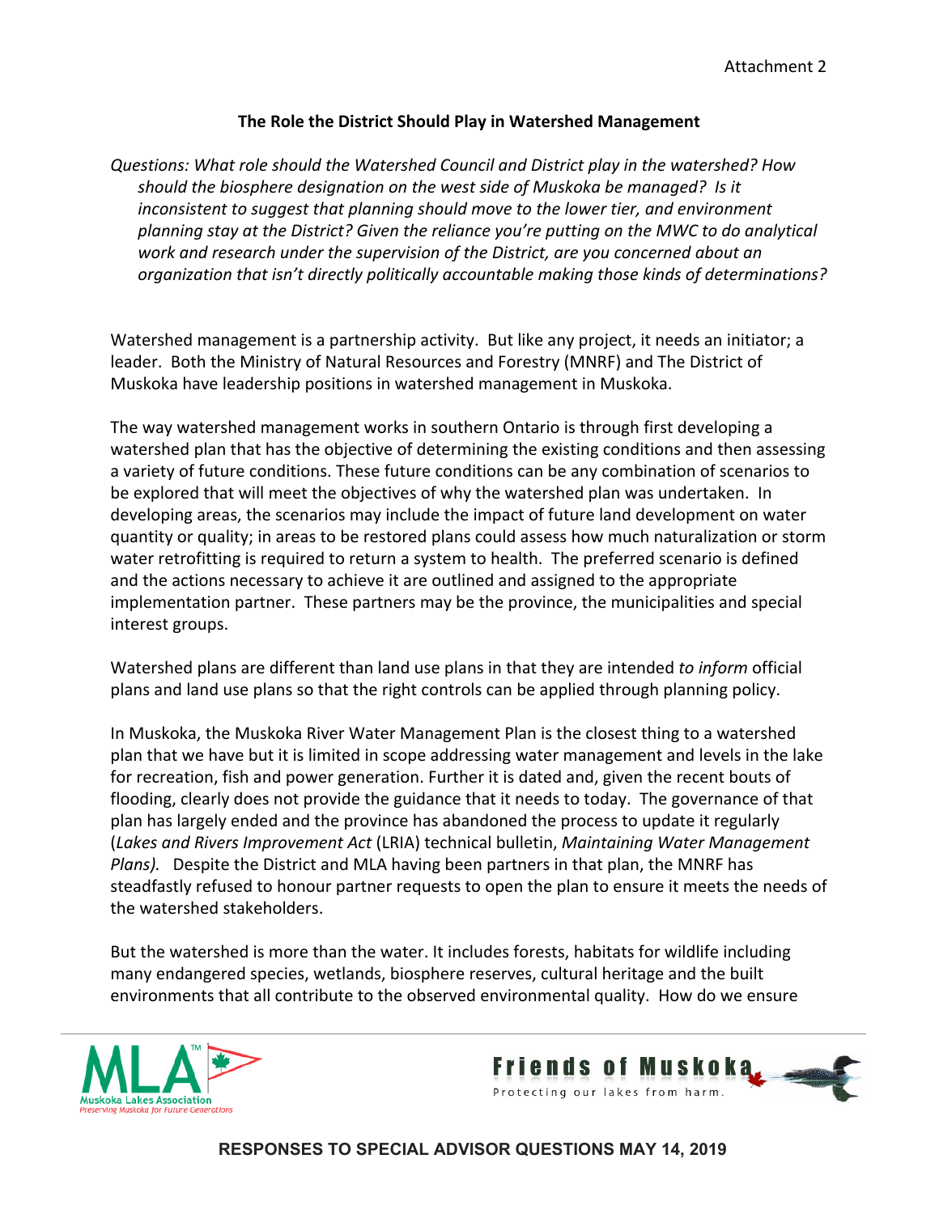Attachment 2

## The Role the District Should Play in Watershed Management

*Questions: What role should the Watershed Council and District play in the watershed? How should the biosphere designation on the west side of Muskoka be managed? Is it inconsistent to suggest that planning should move to the lower tier, and environment planning stay at the District? Given the reliance you're putting on the MWC to do analytical work and research under the supervision of the District, are you concerned about an organization that isn't directly politically accountable making those kinds of determinations?*

Watershed management is a partnership activity. But like any project, it needs an initiator; a leader. Both the Ministry of Natural Resources and Forestry (MNRF) and The District of Muskoka have leadership positions in watershed management in Muskoka.

The way watershed management works in southern Ontario is through first developing a watershed plan that has the objective of determining the existing conditions and then assessing a variety of future conditions. These future conditions can be any combination of scenarios to be explored that will meet the objectives of why the watershed plan was undertaken. In developing areas, the scenarios may include the impact of future land development on water quantity or quality; in areas to be restored plans could assess how much naturalization or storm water retrofitting is required to return a system to health. The preferred scenario is defined and the actions necessary to achieve it are outlined and assigned to the appropriate implementation partner. These partners may be the province, the municipalities and special interest groups.

Watershed plans are different than land use plans in that they are intended *to inform* official plans and land use plans so that the right controls can be applied through planning policy.

In Muskoka, the Muskoka River Water Management Plan is the closest thing to a watershed plan that we have but it is limited in scope addressing water management and levels in the lake for recreation, fish and power generation. Further it is dated and, given the recent bouts of flooding, clearly does not provide the guidance that it needs to today. The governance of that plan has largely ended and the province has abandoned the process to update it regularly (*Lakes and Rivers Improvement Act* (LRIA) technical bulletin, *Maintaining Water Management Plans).* Despite the District and MLA having been partners in that plan, the MNRF has steadfastly refused to honour partner requests to open the plan to ensure it meets the needs of the watershed stakeholders.

But the watershed is more than the water. It includes forests, habitats for wildlife including many endangered species, wetlands, biosphere reserves, cultural heritage and the built environments that all contribute to the observed environmental quality. How do we ensure

MLA Muskoka Lakes Association — Preserving Muskoka for Future Generations

Friends of Muskoka — Protecting our lakes from harm.

RESPONSES TO SPECIAL ADVISOR QUESTIONS MAY 14, 2019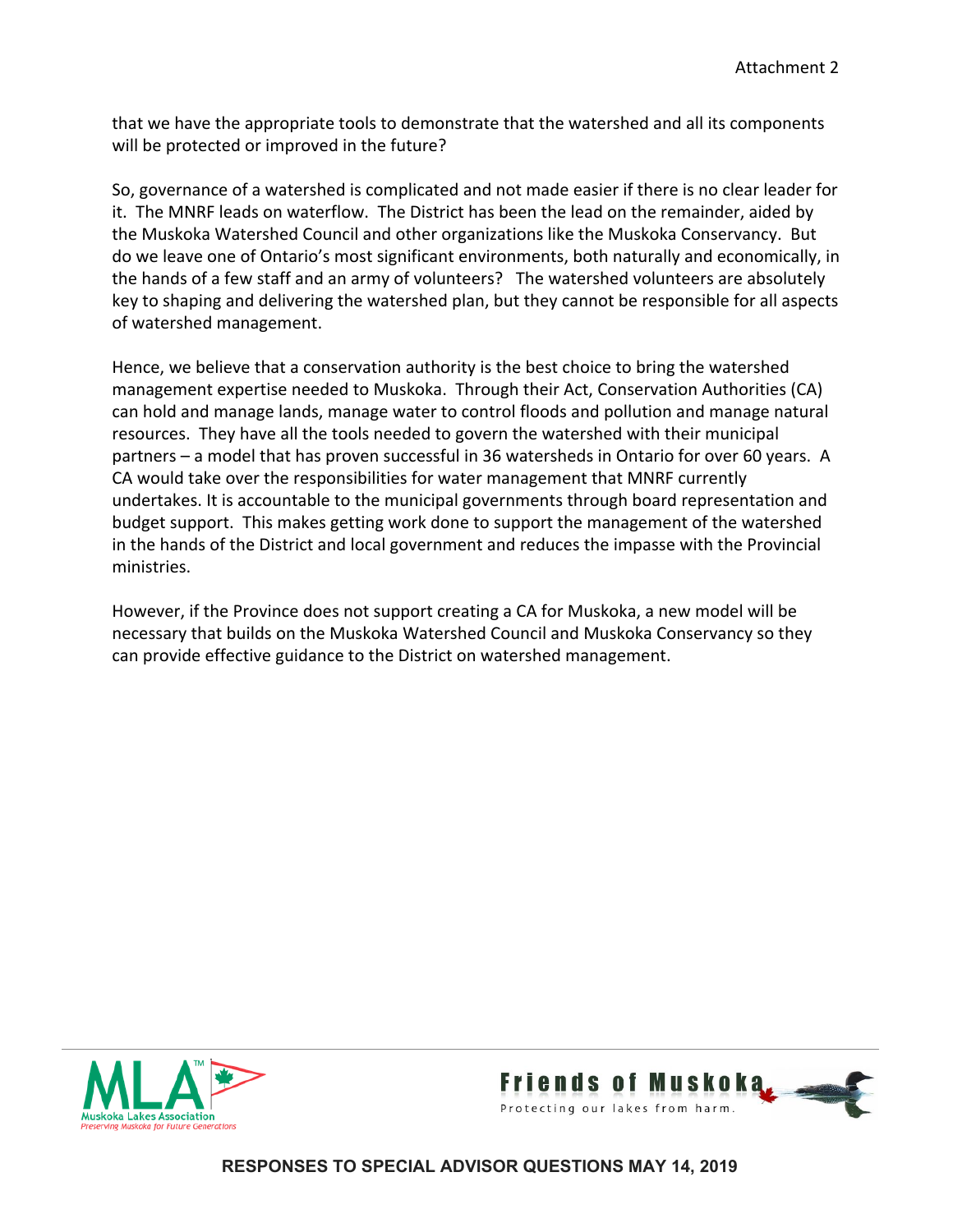that we have the appropriate tools to demonstrate that the watershed and all its components will be protected or improved in the future?

So, governance of a watershed is complicated and not made easier if there is no clear leader for it. The MNRF leads on waterflow. The District has been the lead on the remainder, aided by the Muskoka Watershed Council and other organizations like the Muskoka Conservancy. But do we leave one of Ontario's most significant environments, both naturally and economically, in the hands of a few staff and an army of volunteers? The watershed volunteers are absolutely key to shaping and delivering the watershed plan, but they cannot be responsible for all aspects of watershed management.

Hence, we believe that a conservation authority is the best choice to bring the watershed management expertise needed to Muskoka. Through their Act, Conservation Authorities (CA) can hold and manage lands, manage water to control floods and pollution and manage natural resources. They have all the tools needed to govern the watershed with their municipal partners – a model that has proven successful in 36 watersheds in Ontario for over 60 years. A CA would take over the responsibilities for water management that MNRF currently undertakes. It is accountable to the municipal governments through board representation and budget support. This makes getting work done to support the management of the watershed in the hands of the District and local government and reduces the impasse with the Provincial ministries.

However, if the Province does not support creating a CA for Muskoka, a new model will be necessary that builds on the Muskoka Watershed Council and Muskoka Conservancy so they can provide effective guidance to the District on watershed management.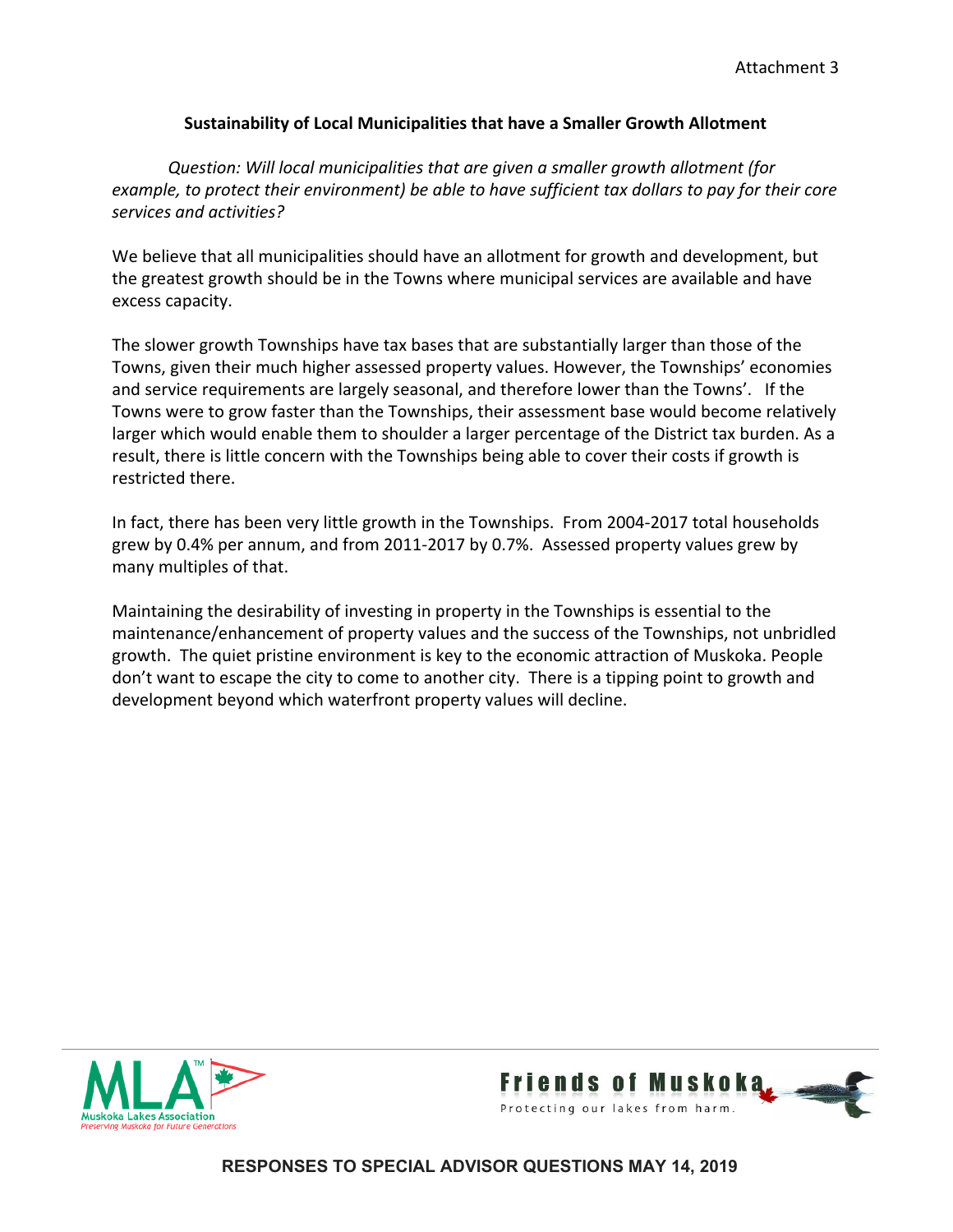Attachment 3

## Sustainability of Local Municipalities that have a Smaller Growth Allotment

*Question: Will local municipalities that are given a smaller growth allotment (for example, to protect their environment) be able to have sufficient tax dollars to pay for their core services and activities?*

We believe that all municipalities should have an allotment for growth and development, but the greatest growth should be in the Towns where municipal services are available and have excess capacity.

The slower growth Townships have tax bases that are substantially larger than those of the Towns, given their much higher assessed property values. However, the Townships' economies and service requirements are largely seasonal, and therefore lower than the Towns'. If the Towns were to grow faster than the Townships, their assessment base would become relatively larger which would enable them to shoulder a larger percentage of the District tax burden. As a result, there is little concern with the Townships being able to cover their costs if growth is restricted there.

In fact, there has been very little growth in the Townships. From 2004-2017 total households grew by 0.4% per annum, and from 2011-2017 by 0.7%. Assessed property values grew by many multiples of that.

Maintaining the desirability of investing in property in the Townships is essential to the maintenance/enhancement of property values and the success of the Townships, not unbridled growth. The quiet pristine environment is key to the economic attraction of Muskoka. People don't want to escape the city to come to another city. There is a tipping point to growth and development beyond which waterfront property values will decline.

MLA™ Muskoka Lakes Association — Preserving Muskoka for Future Generations

Friends of Muskoka — Protecting our lakes from harm.

RESPONSES TO SPECIAL ADVISOR QUESTIONS MAY 14, 2019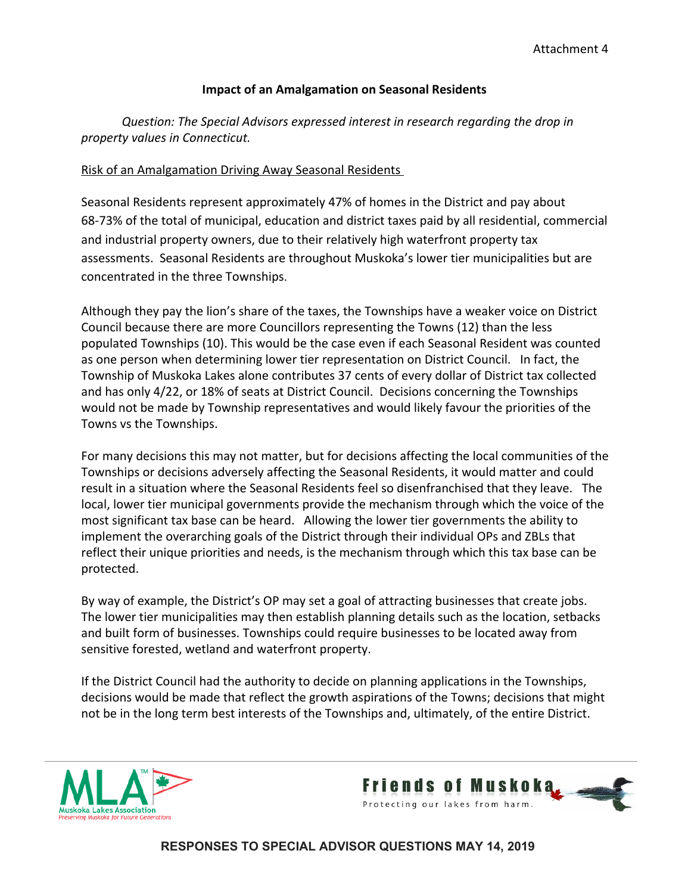Attachment 4

**Impact of an Amalgamation on Seasonal Residents**

*Question: The Special Advisors expressed interest in research regarding the drop in property values in Connecticut.*

Risk of an Amalgamation Driving Away Seasonal Residents

Seasonal Residents represent approximately 47% of homes in the District and pay about 68-73% of the total of municipal, education and district taxes paid by all residential, commercial and industrial property owners, due to their relatively high waterfront property tax assessments. Seasonal Residents are throughout Muskoka's lower tier municipalities but are concentrated in the three Townships.

Although they pay the lion's share of the taxes, the Townships have a weaker voice on District Council because there are more Councillors representing the Towns (12) than the less populated Townships (10). This would be the case even if each Seasonal Resident was counted as one person when determining lower tier representation on District Council. In fact, the Township of Muskoka Lakes alone contributes 37 cents of every dollar of District tax collected and has only 4/22, or 18% of seats at District Council. Decisions concerning the Townships would not be made by Township representatives and would likely favour the priorities of the Towns vs the Townships.

For many decisions this may not matter, but for decisions affecting the local communities of the Townships or decisions adversely affecting the Seasonal Residents, it would matter and could result in a situation where the Seasonal Residents feel so disenfranchised that they leave. The local, lower tier municipal governments provide the mechanism through which the voice of the most significant tax base can be heard. Allowing the lower tier governments the ability to implement the overarching goals of the District through their individual OPs and ZBLs that reflect their unique priorities and needs, is the mechanism through which this tax base can be protected.

By way of example, the District's OP may set a goal of attracting businesses that create jobs. The lower tier municipalities may then establish planning details such as the location, setbacks and built form of businesses. Townships could require businesses to be located away from sensitive forested, wetland and waterfront property.

If the District Council had the authority to decide on planning applications in the Townships, decisions would be made that reflect the growth aspirations of the Towns; decisions that might not be in the long term best interests of the Townships and, ultimately, of the entire District.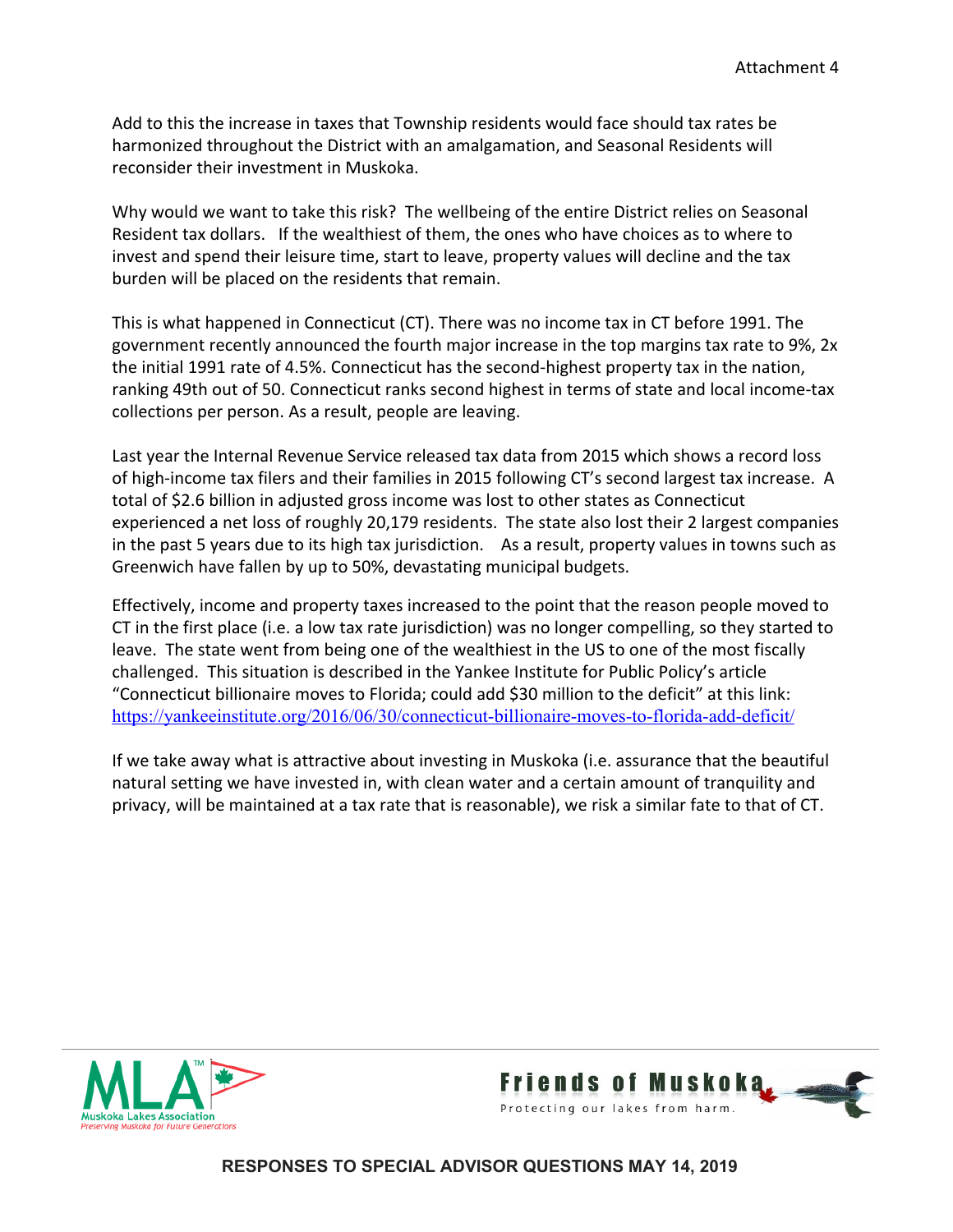Add to this the increase in taxes that Township residents would face should tax rates be harmonized throughout the District with an amalgamation, and Seasonal Residents will reconsider their investment in Muskoka.

Why would we want to take this risk? The wellbeing of the entire District relies on Seasonal Resident tax dollars. If the wealthiest of them, the ones who have choices as to where to invest and spend their leisure time, start to leave, property values will decline and the tax burden will be placed on the residents that remain.

This is what happened in Connecticut (CT). There was no income tax in CT before 1991. The government recently announced the fourth major increase in the top margins tax rate to 9%, 2x the initial 1991 rate of 4.5%. Connecticut has the second-highest property tax in the nation, ranking 49th out of 50. Connecticut ranks second highest in terms of state and local income-tax collections per person. As a result, people are leaving.

Last year the Internal Revenue Service released tax data from 2015 which shows a record loss of high-income tax filers and their families in 2015 following CT's second largest tax increase. A total of $2.6 billion in adjusted gross income was lost to other states as Connecticut experienced a net loss of roughly 20,179 residents. The state also lost their 2 largest companies in the past 5 years due to its high tax jurisdiction. As a result, property values in towns such as Greenwich have fallen by up to 50%, devastating municipal budgets.

Effectively, income and property taxes increased to the point that the reason people moved to CT in the first place (i.e. a low tax rate jurisdiction) was no longer compelling, so they started to leave. The state went from being one of the wealthiest in the US to one of the most fiscally challenged. This situation is described in the Yankee Institute for Public Policy's article "Connecticut billionaire moves to Florida; could add $30 million to the deficit" at this link: https://yankeeinstitute.org/2016/06/30/connecticut-billionaire-moves-to-florida-add-deficit/

If we take away what is attractive about investing in Muskoka (i.e. assurance that the beautiful natural setting we have invested in, with clean water and a certain amount of tranquility and privacy, will be maintained at a tax rate that is reasonable), we risk a similar fate to that of CT.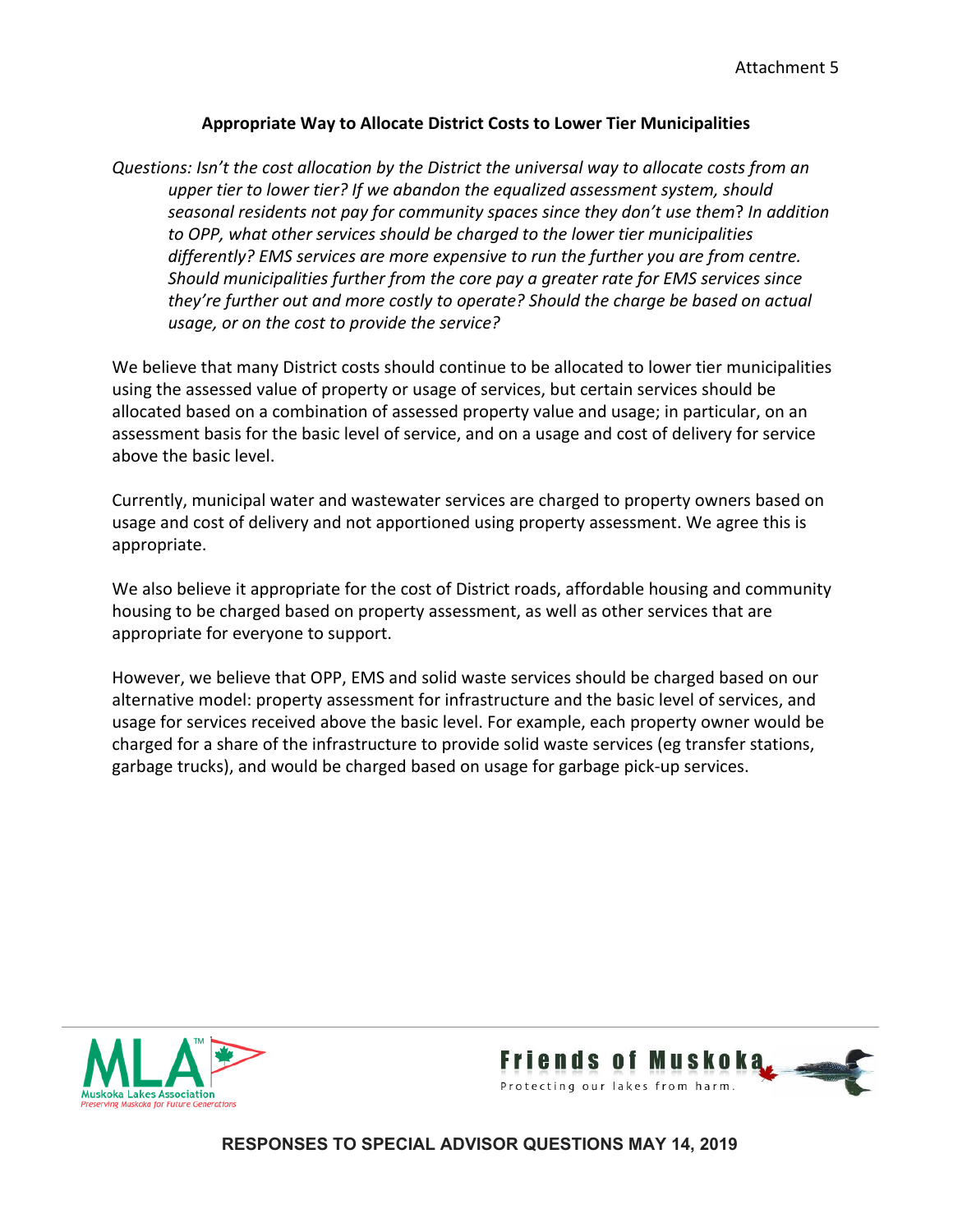Attachment 5

## Appropriate Way to Allocate District Costs to Lower Tier Municipalities

*Questions: Isn't the cost allocation by the District the universal way to allocate costs from an upper tier to lower tier? If we abandon the equalized assessment system, should seasonal residents not pay for community spaces since they don't use them? In addition to OPP, what other services should be charged to the lower tier municipalities differently? EMS services are more expensive to run the further you are from centre. Should municipalities further from the core pay a greater rate for EMS services since they're further out and more costly to operate? Should the charge be based on actual usage, or on the cost to provide the service?*

We believe that many District costs should continue to be allocated to lower tier municipalities using the assessed value of property or usage of services, but certain services should be allocated based on a combination of assessed property value and usage; in particular, on an assessment basis for the basic level of service, and on a usage and cost of delivery for service above the basic level.

Currently, municipal water and wastewater services are charged to property owners based on usage and cost of delivery and not apportioned using property assessment. We agree this is appropriate.

We also believe it appropriate for the cost of District roads, affordable housing and community housing to be charged based on property assessment, as well as other services that are appropriate for everyone to support.

However, we believe that OPP, EMS and solid waste services should be charged based on our alternative model: property assessment for infrastructure and the basic level of services, and usage for services received above the basic level. For example, each property owner would be charged for a share of the infrastructure to provide solid waste services (eg transfer stations, garbage trucks), and would be charged based on usage for garbage pick-up services.

MLA™ Muskoka Lakes Association — Preserving Muskoka for Future Generations

Friends of Muskoka — Protecting our lakes from harm.

**RESPONSES TO SPECIAL ADVISOR QUESTIONS MAY 14, 2019**